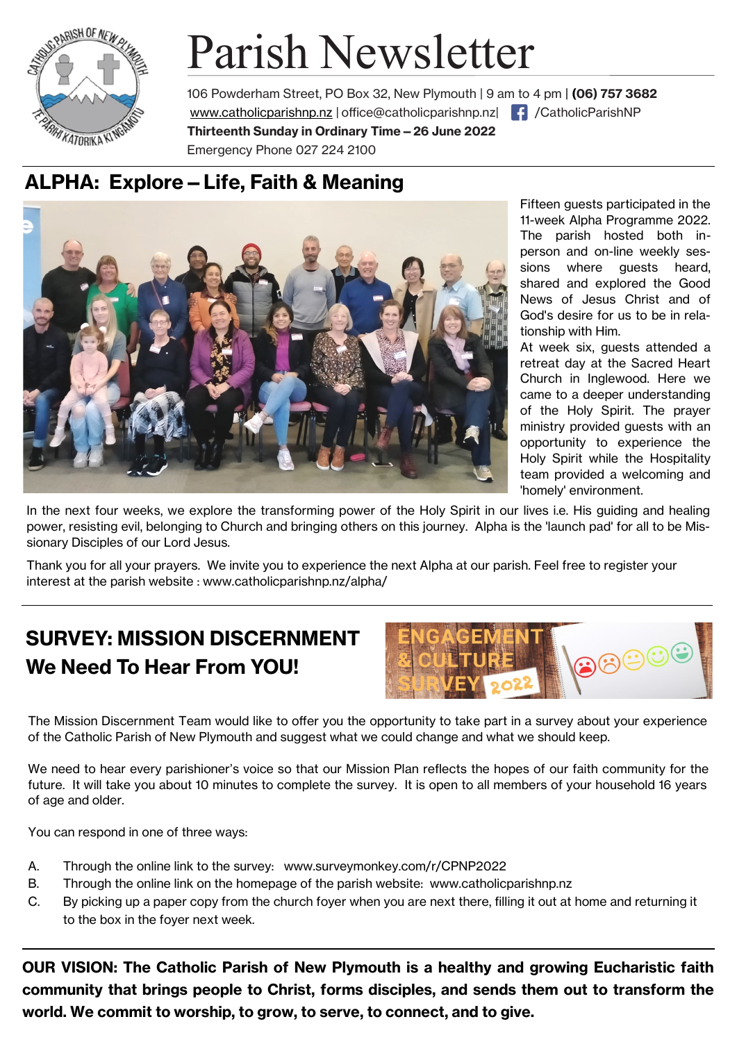# Parish Newsletter

106 Powderham Street, PO Box 32, New Plymouth | 9 am to 4 pm | **(06) 757 3682**
www.catholicparishnp.nz | office@catholicparishnp.nz| /CatholicParishNP
**Thirteenth Sunday in Ordinary Time – 26 June 2022**
Emergency Phone 027 224 2100

## ALPHA: Explore – Life, Faith & Meaning

Fifteen guests participated in the 11-week Alpha Programme 2022. The parish hosted both in-person and on-line weekly sessions where guests heard, shared and explored the Good News of Jesus Christ and of God's desire for us to be in relationship with Him.

At week six, guests attended a retreat day at the Sacred Heart Church in Inglewood. Here we came to a deeper understanding of the Holy Spirit. The prayer ministry provided guests with an opportunity to experience the Holy Spirit while the Hospitality team provided a welcoming and 'homely' environment.

In the next four weeks, we explore the transforming power of the Holy Spirit in our lives i.e. His guiding and healing power, resisting evil, belonging to Church and bringing others on this journey. Alpha is the 'launch pad' for all to be Missionary Disciples of our Lord Jesus.

Thank you for all your prayers. We invite you to experience the next Alpha at our parish. Feel free to register your interest at the parish website : www.catholicparishnp.nz/alpha/

## SURVEY: MISSION DISCERNMENT
## We Need To Hear From YOU!

The Mission Discernment Team would like to offer you the opportunity to take part in a survey about your experience of the Catholic Parish of New Plymouth and suggest what we could change and what we should keep.

We need to hear every parishioner's voice so that our Mission Plan reflects the hopes of our faith community for the future. It will take you about 10 minutes to complete the survey. It is open to all members of your household 16 years of age and older.

You can respond in one of three ways:

A. Through the online link to the survey: www.surveymonkey.com/r/CPNP2022
B. Through the online link on the homepage of the parish website: www.catholicparishnp.nz
C. By picking up a paper copy from the church foyer when you are next there, filling it out at home and returning it to the box in the foyer next week.

**OUR VISION: The Catholic Parish of New Plymouth is a healthy and growing Eucharistic faith community that brings people to Christ, forms disciples, and sends them out to transform the world. We commit to worship, to grow, to serve, to connect, and to give.**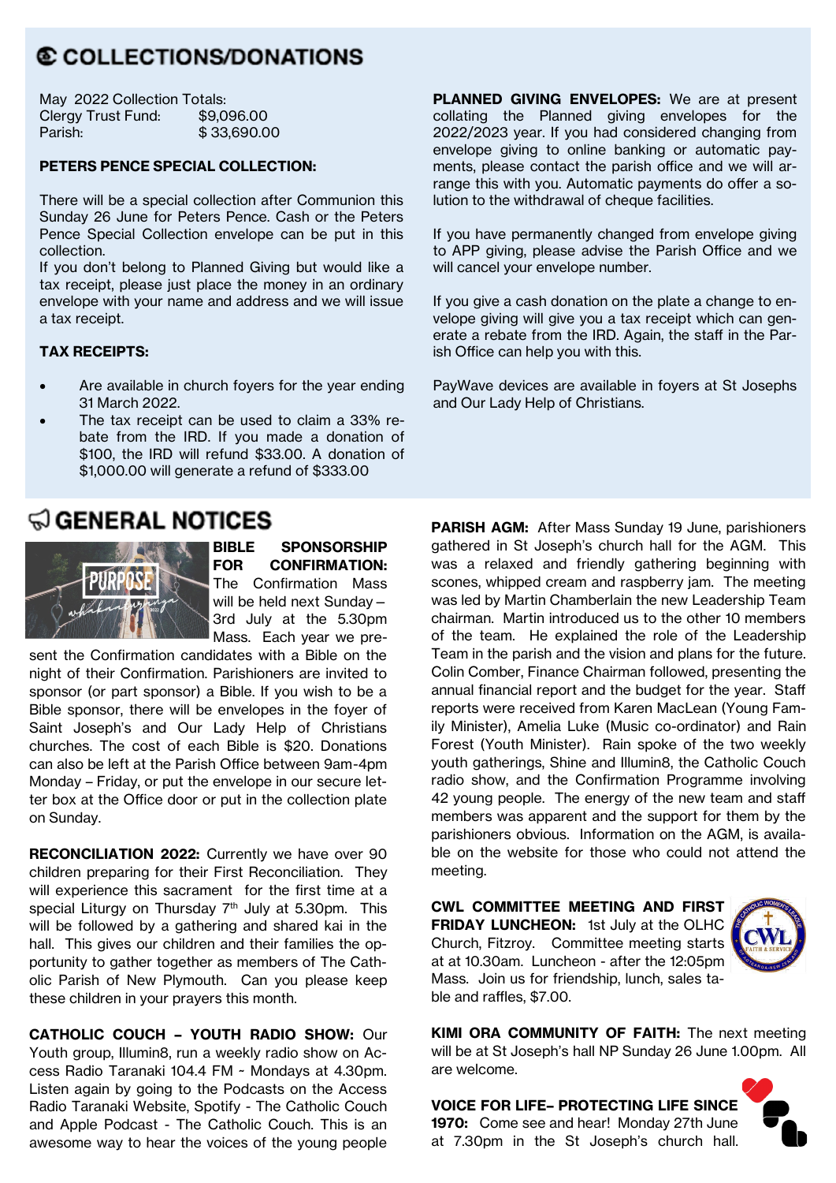# COLLECTIONS/DONATIONS

May 2022 Collection Totals:

| | |
|---|---|
| Clergy Trust Fund: | $9,096.00 |
| Parish: | $ 33,690.00 |

**PETERS PENCE SPECIAL COLLECTION:**

There will be a special collection after Communion this Sunday 26 June for Peters Pence. Cash or the Peters Pence Special Collection envelope can be put in this collection.
If you don't belong to Planned Giving but would like a tax receipt, please just place the money in an ordinary envelope with your name and address and we will issue a tax receipt.

**TAX RECEIPTS:**

- Are available in church foyers for the year ending 31 March 2022.
- The tax receipt can be used to claim a 33% rebate from the IRD. If you made a donation of $100, the IRD will refund $33.00. A donation of $1,000.00 will generate a refund of $333.00

**PLANNED GIVING ENVELOPES:** We are at present collating the Planned giving envelopes for the 2022/2023 year. If you had considered changing from envelope giving to online banking or automatic payments, please contact the parish office and we will arrange this with you. Automatic payments do offer a solution to the withdrawal of cheque facilities.

If you have permanently changed from envelope giving to APP giving, please advise the Parish Office and we will cancel your envelope number.

If you give a cash donation on the plate a change to envelope giving will give you a tax receipt which can generate a rebate from the IRD. Again, the staff in the Parish Office can help you with this.

PayWave devices are available in foyers at St Josephs and Our Lady Help of Christians.

# GENERAL NOTICES

**BIBLE SPONSORSHIP FOR CONFIRMATION:** The Confirmation Mass will be held next Sunday – 3rd July at the 5.30pm Mass. Each year we present the Confirmation candidates with a Bible on the night of their Confirmation. Parishioners are invited to sponsor (or part sponsor) a Bible. If you wish to be a Bible sponsor, there will be envelopes in the foyer of Saint Joseph's and Our Lady Help of Christians churches. The cost of each Bible is $20. Donations can also be left at the Parish Office between 9am-4pm Monday – Friday, or put the envelope in our secure letter box at the Office door or put in the collection plate on Sunday.

**RECONCILIATION 2022:** Currently we have over 90 children preparing for their First Reconciliation. They will experience this sacrament for the first time at a special Liturgy on Thursday 7th July at 5.30pm. This will be followed by a gathering and shared kai in the hall. This gives our children and their families the opportunity to gather together as members of The Catholic Parish of New Plymouth. Can you please keep these children in your prayers this month.

**CATHOLIC COUCH – YOUTH RADIO SHOW:** Our Youth group, Illumin8, run a weekly radio show on Access Radio Taranaki 104.4 FM ~ Mondays at 4.30pm. Listen again by going to the Podcasts on the Access Radio Taranaki Website, Spotify - The Catholic Couch and Apple Podcast - The Catholic Couch. This is an awesome way to hear the voices of the young people

**PARISH AGM:** After Mass Sunday 19 June, parishioners gathered in St Joseph's church hall for the AGM. This was a relaxed and friendly gathering beginning with scones, whipped cream and raspberry jam. The meeting was led by Martin Chamberlain the new Leadership Team chairman. Martin introduced us to the other 10 members of the team. He explained the role of the Leadership Team in the parish and the vision and plans for the future. Colin Comber, Finance Chairman followed, presenting the annual financial report and the budget for the year. Staff reports were received from Karen MacLean (Young Family Minister), Amelia Luke (Music co-ordinator) and Rain Forest (Youth Minister). Rain spoke of the two weekly youth gatherings, Shine and Illumin8, the Catholic Couch radio show, and the Confirmation Programme involving 42 young people. The energy of the new team and staff members was apparent and the support for them by the parishioners obvious. Information on the AGM, is available on the website for those who could not attend the meeting.

**CWL COMMITTEE MEETING AND FIRST FRIDAY LUNCHEON:** 1st July at the OLHC Church, Fitzroy. Committee meeting starts at at 10.30am. Luncheon - after the 12:05pm Mass. Join us for friendship, lunch, sales table and raffles, $7.00.

**KIMI ORA COMMUNITY OF FAITH:** The next meeting will be at St Joseph's hall NP Sunday 26 June 1.00pm. All are welcome.

**VOICE FOR LIFE– PROTECTING LIFE SINCE 1970:** Come see and hear! Monday 27th June at 7.30pm in the St Joseph's church hall.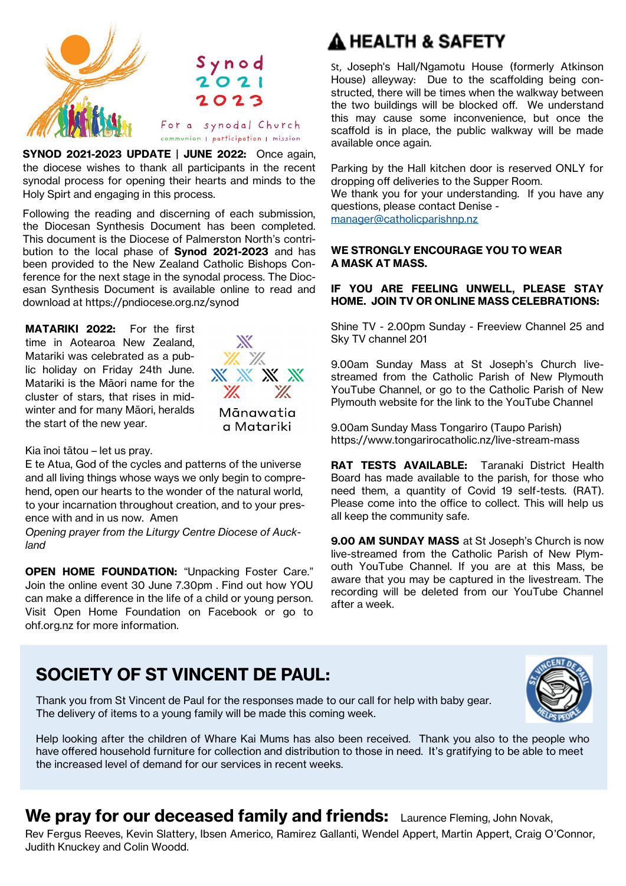Synod 2021 2023

For a synodal Church

communion | participation | mission

**SYNOD 2021-2023 UPDATE | JUNE 2022:** Once again, the diocese wishes to thank all participants in the recent synodal process for opening their hearts and minds to the Holy Spirt and engaging in this process.

Following the reading and discerning of each submission, the Diocesan Synthesis Document has been completed. This document is the Diocese of Palmerston North's contribution to the local phase of **Synod 2021-2023** and has been provided to the New Zealand Catholic Bishops Conference for the next stage in the synodal process. The Diocesan Synthesis Document is available online to read and download at https://pndiocese.org.nz/synod

**MATARIKI 2022:** For the first time in Aotearoa New Zealand, Matariki was celebrated as a public holiday on Friday 24th June. Matariki is the Māori name for the cluster of stars, that rises in midwinter and for many Māori, heralds the start of the new year.

Mānawatia a Matariki

Kia īnoi tātou – let us pray.
E te Atua, God of the cycles and patterns of the universe and all living things whose ways we only begin to comprehend, open our hearts to the wonder of the natural world, to your incarnation throughout creation, and to your presence with and in us now. Amen

*Opening prayer from the Liturgy Centre Diocese of Auckland*

**OPEN HOME FOUNDATION:** "Unpacking Foster Care." Join the online event 30 June 7.30pm . Find out how YOU can make a difference in the life of a child or young person. Visit Open Home Foundation on Facebook or go to ohf.org.nz for more information.

## HEALTH & SAFETY

St, Joseph's Hall/Ngamotu House (formerly Atkinson House) alleyway: Due to the scaffolding being constructed, there will be times when the walkway between the two buildings will be blocked off. We understand this may cause some inconvenience, but once the scaffold is in place, the public walkway will be made available once again.

Parking by the Hall kitchen door is reserved ONLY for dropping off deliveries to the Supper Room.
We thank you for your understanding. If you have any questions, please contact Denise - manager@catholicparishnp.nz

**WE STRONGLY ENCOURAGE YOU TO WEAR A MASK AT MASS.**

**IF YOU ARE FEELING UNWELL, PLEASE STAY HOME. JOIN TV OR ONLINE MASS CELEBRATIONS:**

Shine TV - 2.00pm Sunday - Freeview Channel 25 and Sky TV channel 201

9.00am Sunday Mass at St Joseph's Church livestreamed from the Catholic Parish of New Plymouth YouTube Channel, or go to the Catholic Parish of New Plymouth website for the link to the YouTube Channel

9.00am Sunday Mass Tongariro (Taupo Parish)
https://www.tongarirocatholic.nz/live-stream-mass

**RAT TESTS AVAILABLE:** Taranaki District Health Board has made available to the parish, for those who need them, a quantity of Covid 19 self-tests. (RAT). Please come into the office to collect. This will help us all keep the community safe.

**9.00 AM SUNDAY MASS** at St Joseph's Church is now live-streamed from the Catholic Parish of New Plymouth YouTube Channel. If you are at this Mass, be aware that you may be captured in the livestream. The recording will be deleted from our YouTube Channel after a week.

## SOCIETY OF ST VINCENT DE PAUL:

Thank you from St Vincent de Paul for the responses made to our call for help with baby gear. The delivery of items to a young family will be made this coming week.

Help looking after the children of Whare Kai Mums has also been received. Thank you also to the people who have offered household furniture for collection and distribution to those in need. It's gratifying to be able to meet the increased level of demand for our services in recent weeks.

## We pray for our deceased family and friends:

Laurence Fleming, John Novak, Rev Fergus Reeves, Kevin Slattery, Ibsen Americo, Ramirez Gallanti, Wendel Appert, Martin Appert, Craig O'Connor, Judith Knuckey and Colin Woodd.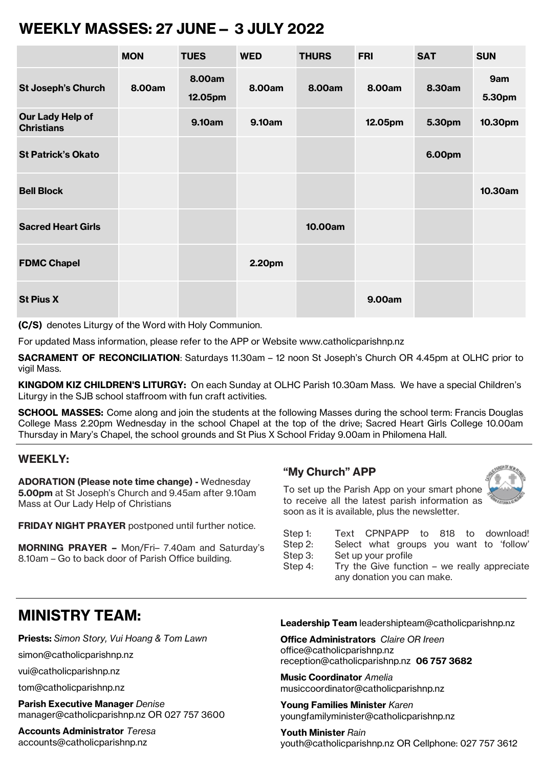# WEEKLY MASSES: 27 JUNE – 3 JULY 2022

| | MON | TUES | WED | THURS | FRI | SAT | SUN |
|---|---|---|---|---|---|---|---|
| **St Joseph's Church** | 8.00am | 8.00am 12.05pm | 8.00am | 8.00am | 8.00am | 8.30am | 9am 5.30pm |
| **Our Lady Help of Christians** | | 9.10am | 9.10am | | 12.05pm | 5.30pm | 10.30pm |
| **St Patrick's Okato** | | | | | | 6.00pm | |
| **Bell Block** | | | | | | | 10.30am |
| **Sacred Heart Girls** | | | | 10.00am | | | |
| **FDMC Chapel** | | | 2.20pm | | | | |
| **St Pius X** | | | | | 9.00am | | |

**(C/S)** denotes Liturgy of the Word with Holy Communion.

For updated Mass information, please refer to the APP or Website www.catholicparishnp.nz

**SACRAMENT OF RECONCILIATION**: Saturdays 11.30am – 12 noon St Joseph's Church OR 4.45pm at OLHC prior to vigil Mass.

**KINGDOM KIZ CHILDREN'S LITURGY:** On each Sunday at OLHC Parish 10.30am Mass. We have a special Children's Liturgy in the SJB school staffroom with fun craft activities.

**SCHOOL MASSES:** Come along and join the students at the following Masses during the school term: Francis Douglas College Mass 2.20pm Wednesday in the school Chapel at the top of the drive; Sacred Heart Girls College 10.00am Thursday in Mary's Chapel, the school grounds and St Pius X School Friday 9.00am in Philomena Hall.

## WEEKLY:

**ADORATION (Please note time change) -** Wednesday **5.00pm** at St Joseph's Church and 9.45am after 9.10am Mass at Our Lady Help of Christians

**FRIDAY NIGHT PRAYER** postponed until further notice.

**MORNING PRAYER –** Mon/Fri– 7.40am and Saturday's 8.10am – Go to back door of Parish Office building.

## "My Church" APP

To set up the Parish App on your smart phone to receive all the latest parish information as soon as it is available, plus the newsletter.

- Step 1: Text CPNPAPP to 818 to download!
- Step 2: Select what groups you want to 'follow'
- Step 3: Set up your profile
- Step 4: Try the Give function – we really appreciate any donation you can make.

# MINISTRY TEAM:

**Priests:** *Simon Story, Vui Hoang & Tom Lawn*
simon@catholicparishnp.nz
vui@catholicparishnp.nz
tom@catholicparishnp.nz

**Parish Executive Manager** *Denise*
manager@catholicparishnp.nz OR 027 757 3600

**Accounts Administrator** *Teresa*
accounts@catholicparishnp.nz

**Leadership Team** leadershipteam@catholicparishnp.nz

**Office Administrators** *Claire OR Ireen*
office@catholicparishnp.nz
reception@catholicparishnp.nz **06 757 3682**

**Music Coordinator** *Amelia*
musiccoordinator@catholicparishnp.nz

**Young Families Minister** *Karen*
youngfamilyminister@catholicparishnp.nz

**Youth Minister** *Rain*
youth@catholicparishnp.nz OR Cellphone: 027 757 3612